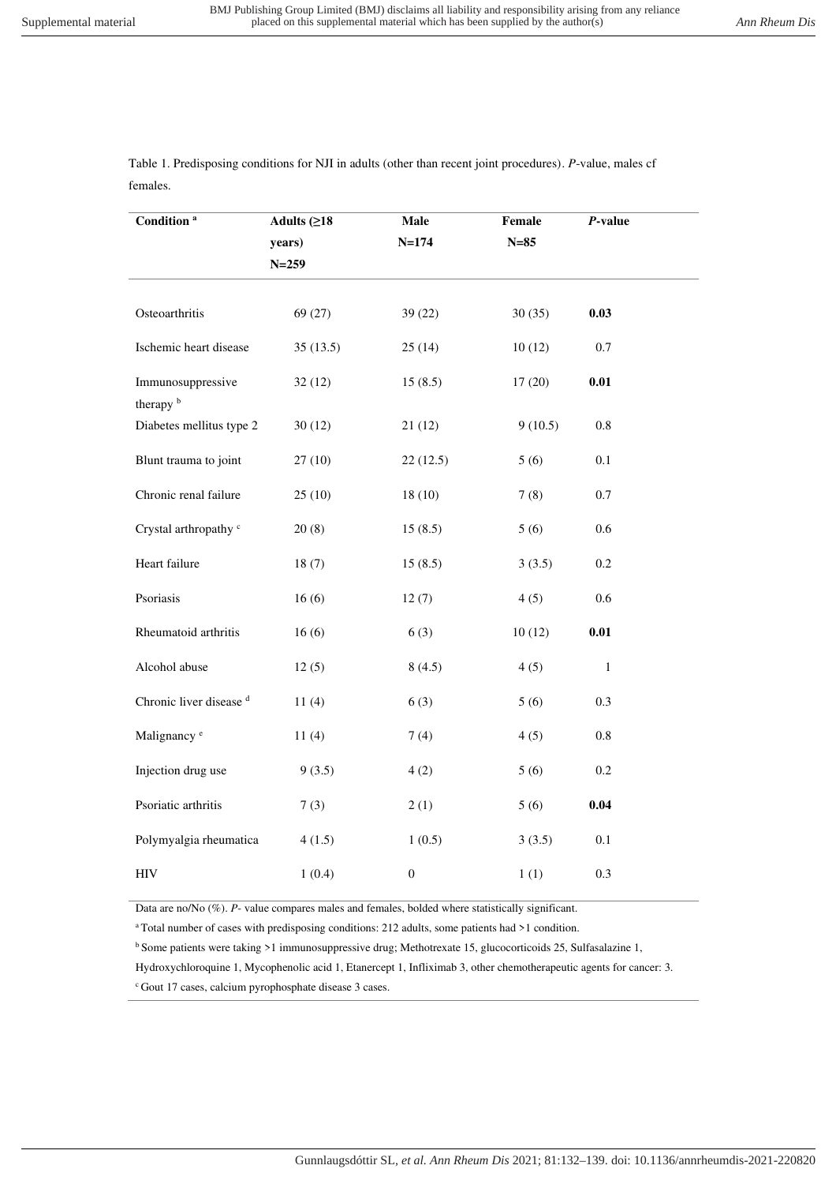Table 1. Predisposing conditions for NJI in adults (other than recent joint procedures). *P*-value, males cf females.

| Condition [a] | Adults (≥18 years) N=259 | Male N=174 | Female N=85 | *P*-value |
|---|---|---|---|---|
| Osteoarthritis | 69 (27) | 39 (22) | 30 (35) | **0.03** |
| Ischemic heart disease | 35 (13.5) | 25 (14) | 10 (12) | 0.7 |
| Immunosuppressive therapy [b] | 32 (12) | 15 (8.5) | 17 (20) | **0.01** |
| Diabetes mellitus type 2 | 30 (12) | 21 (12) | 9 (10.5) | 0.8 |
| Blunt trauma to joint | 27 (10) | 22 (12.5) | 5 (6) | 0.1 |
| Chronic renal failure | 25 (10) | 18 (10) | 7 (8) | 0.7 |
| Crystal arthropathy [c] | 20 (8) | 15 (8.5) | 5 (6) | 0.6 |
| Heart failure | 18 (7) | 15 (8.5) | 3 (3.5) | 0.2 |
| Psoriasis | 16 (6) | 12 (7) | 4 (5) | 0.6 |
| Rheumatoid arthritis | 16 (6) | 6 (3) | 10 (12) | **0.01** |
| Alcohol abuse | 12 (5) | 8 (4.5) | 4 (5) | 1 |
| Chronic liver disease [d] | 11 (4) | 6 (3) | 5 (6) | 0.3 |
| Malignancy [e] | 11 (4) | 7 (4) | 4 (5) | 0.8 |
| Injection drug use | 9 (3.5) | 4 (2) | 5 (6) | 0.2 |
| Psoriatic arthritis | 7 (3) | 2 (1) | 5 (6) | **0.04** |
| Polymyalgia rheumatica | 4 (1.5) | 1 (0.5) | 3 (3.5) | 0.1 |
| HIV | 1 (0.4) | 0 | 1 (1) | 0.3 |

Data are no/No (%). *P*- value compares males and females, bolded where statistically significant.

[a] Total number of cases with predisposing conditions: 212 adults, some patients had >1 condition.

[b] Some patients were taking >1 immunosuppressive drug; Methotrexate 15, glucocorticoids 25, Sulfasalazine 1, Hydroxychloroquine 1, Mycophenolic acid 1, Etanercept 1, Infliximab 3, other chemotherapeutic agents for cancer: 3.

[c] Gout 17 cases, calcium pyrophosphate disease 3 cases.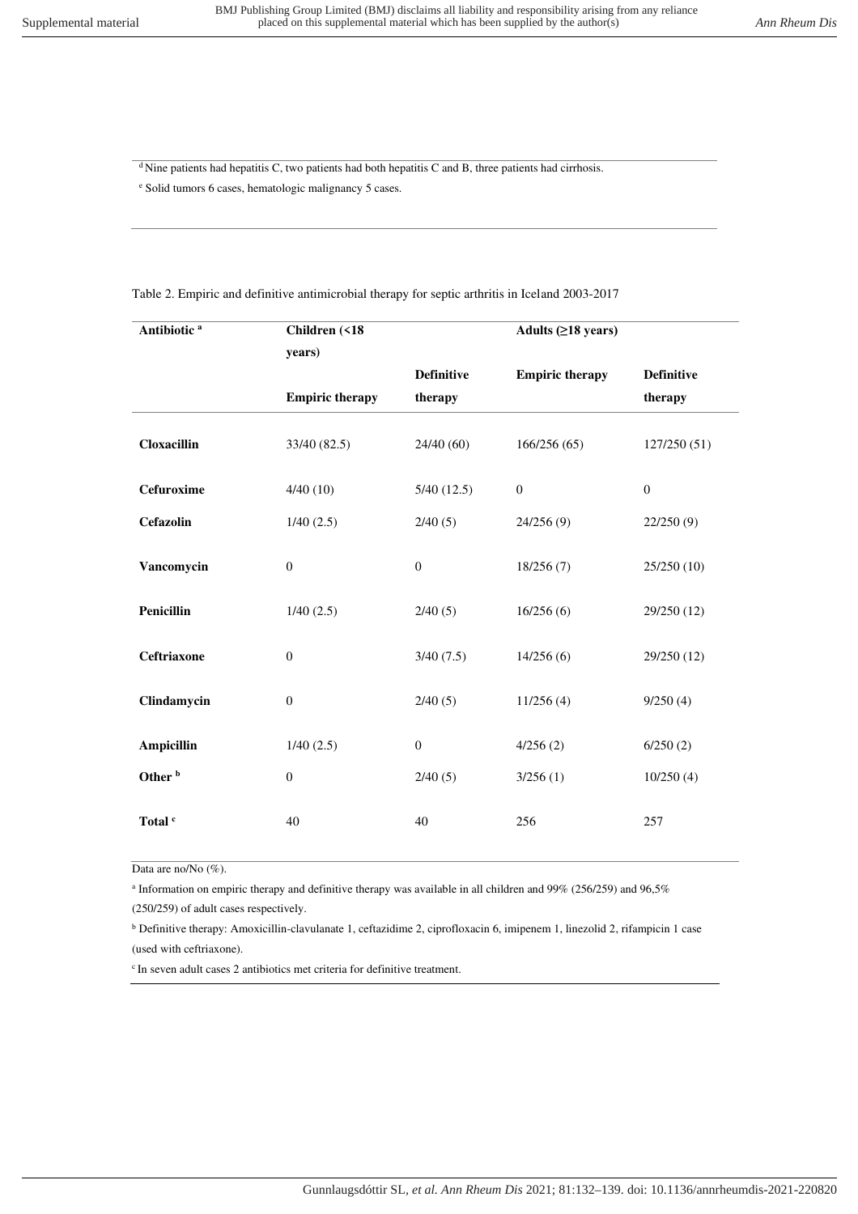[d] Nine patients had hepatitis C, two patients had both hepatitis C and B, three patients had cirrhosis.

[e] Solid tumors 6 cases, hematologic malignancy 5 cases.

Table 2. Empiric and definitive antimicrobial therapy for septic arthritis in Iceland 2003-2017

| Antibiotic [a] | Children (<18 years) | | Adults (≥18 years) | |
|---|---|---|---|---|
| | Empiric therapy | Definitive therapy | Empiric therapy | Definitive therapy |
| **Cloxacillin** | 33/40 (82.5) | 24/40 (60) | 166/256 (65) | 127/250 (51) |
| **Cefuroxime** | 4/40 (10) | 5/40 (12.5) | 0 | 0 |
| **Cefazolin** | 1/40 (2.5) | 2/40 (5) | 24/256 (9) | 22/250 (9) |
| **Vancomycin** | 0 | 0 | 18/256 (7) | 25/250 (10) |
| **Penicillin** | 1/40 (2.5) | 2/40 (5) | 16/256 (6) | 29/250 (12) |
| **Ceftriaxone** | 0 | 3/40 (7.5) | 14/256 (6) | 29/250 (12) |
| **Clindamycin** | 0 | 2/40 (5) | 11/256 (4) | 9/250 (4) |
| **Ampicillin** | 1/40 (2.5) | 0 | 4/256 (2) | 6/250 (2) |
| **Other [b]** | 0 | 2/40 (5) | 3/256 (1) | 10/250 (4) |
| **Total [c]** | 40 | 40 | 256 | 257 |

Data are no/No (%).

[a] Information on empiric therapy and definitive therapy was available in all children and 99% (256/259) and 96,5% (250/259) of adult cases respectively.

[b] Definitive therapy: Amoxicillin-clavulanate 1, ceftazidime 2, ciprofloxacin 6, imipenem 1, linezolid 2, rifampicin 1 case (used with ceftriaxone).

[c] In seven adult cases 2 antibiotics met criteria for definitive treatment.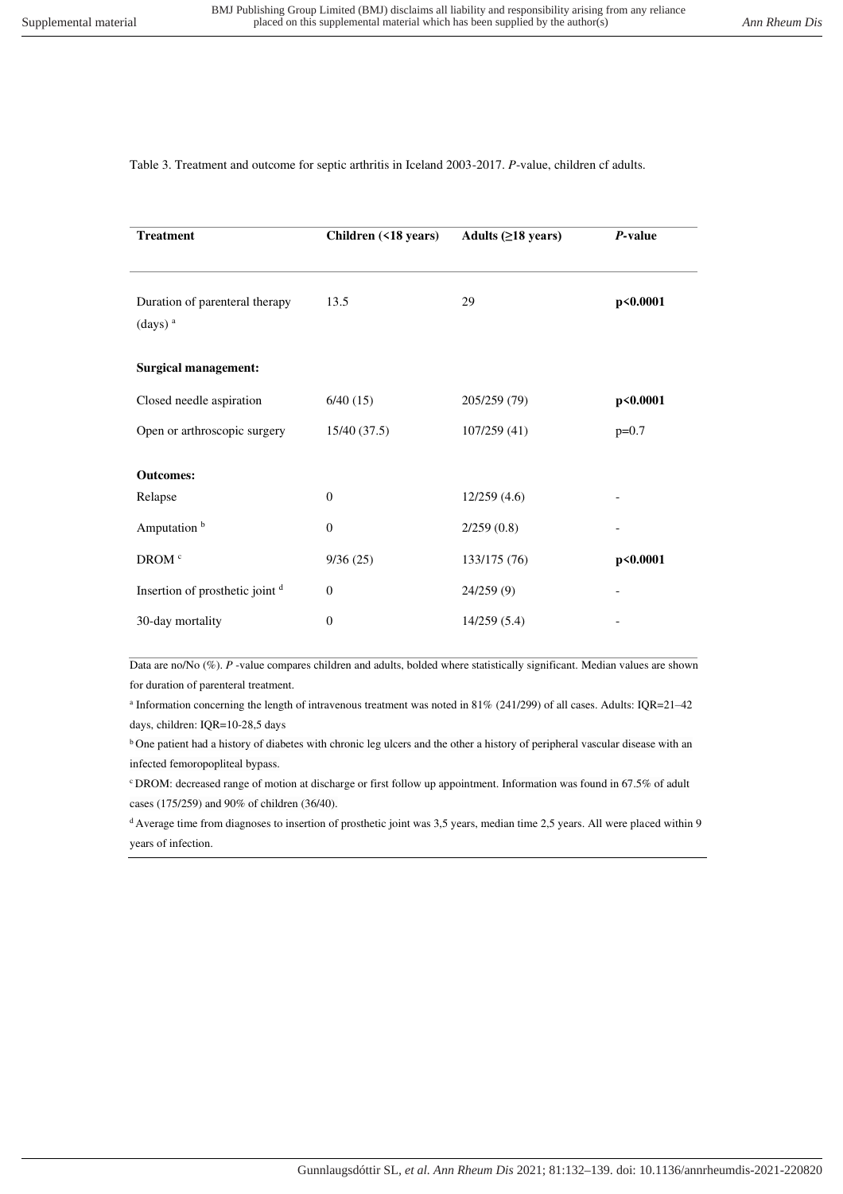Table 3. Treatment and outcome for septic arthritis in Iceland 2003-2017. *P*-value, children cf adults.

| **Treatment** | **Children (<18 years)** | **Adults (≥18 years)** | ***P*-value** |
|---|---|---|---|
| Duration of parenteral therapy (days) [a] | 13.5 | 29 | **p<0.0001** |
| **Surgical management:** | | | |
| Closed needle aspiration | 6/40 (15) | 205/259 (79) | **p<0.0001** |
| Open or arthroscopic surgery | 15/40 (37.5) | 107/259 (41) | p=0.7 |
| **Outcomes:** | | | |
| Relapse | 0 | 12/259 (4.6) | - |
| Amputation [b] | 0 | 2/259 (0.8) | - |
| DROM [c] | 9/36 (25) | 133/175 (76) | **p<0.0001** |
| Insertion of prosthetic joint [d] | 0 | 24/259 (9) | - |
| 30-day mortality | 0 | 14/259 (5.4) | - |

Data are no/No (%). *P* -value compares children and adults, bolded where statistically significant. Median values are shown for duration of parenteral treatment.

[a] Information concerning the length of intravenous treatment was noted in 81% (241/299) of all cases. Adults: IQR=21–42 days, children: IQR=10-28,5 days

[b] One patient had a history of diabetes with chronic leg ulcers and the other a history of peripheral vascular disease with an infected femoropopliteal bypass.

[c] DROM: decreased range of motion at discharge or first follow up appointment. Information was found in 67.5% of adult cases (175/259) and 90% of children (36/40).

[d] Average time from diagnoses to insertion of prosthetic joint was 3,5 years, median time 2,5 years. All were placed within 9 years of infection.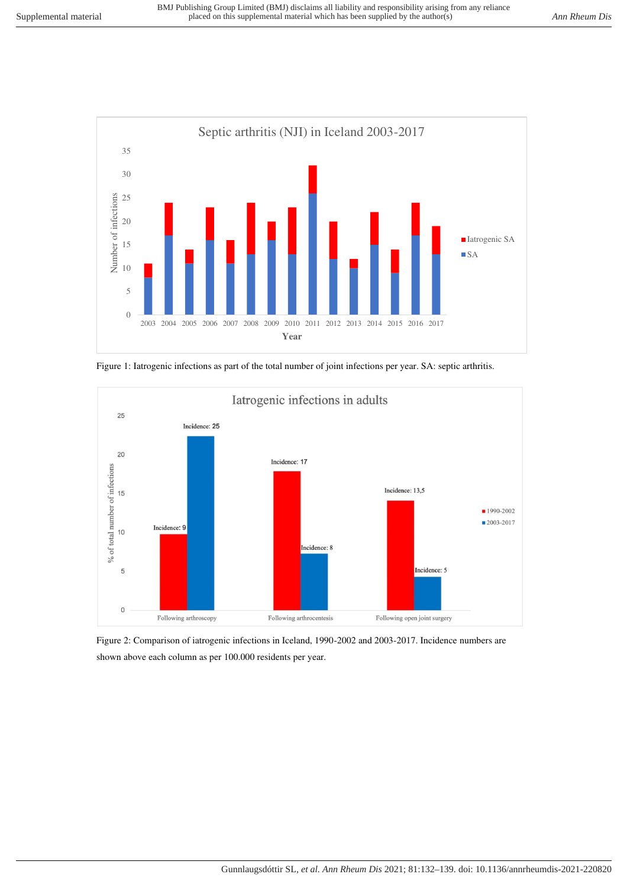Septic arthritis (NJI) in Iceland 2003-2017

Number of infections

35
30
25
20
15
10
5
0

2003 2004 2005 2006 2007 2008 2009 2010 2011 2012 2013 2014 2015 2016 2017

Year

Iatrogenic SA
SA

Figure 1: Iatrogenic infections as part of the total number of joint infections per year. SA: septic arthritis.

Iatrogenic infections in adults

% of total number of infections

25
20
15
10
5
0

Incidence: 9
Incidence: 25
Incidence: 17
Incidence: 8
Incidence: 13,5
Incidence: 5

Following arthroscopy
Following arthrocentesis
Following open joint surgery

1990-2002
2003-2017

Figure 2: Comparison of iatrogenic infections in Iceland, 1990-2002 and 2003-2017. Incidence numbers are shown above each column as per 100.000 residents per year.